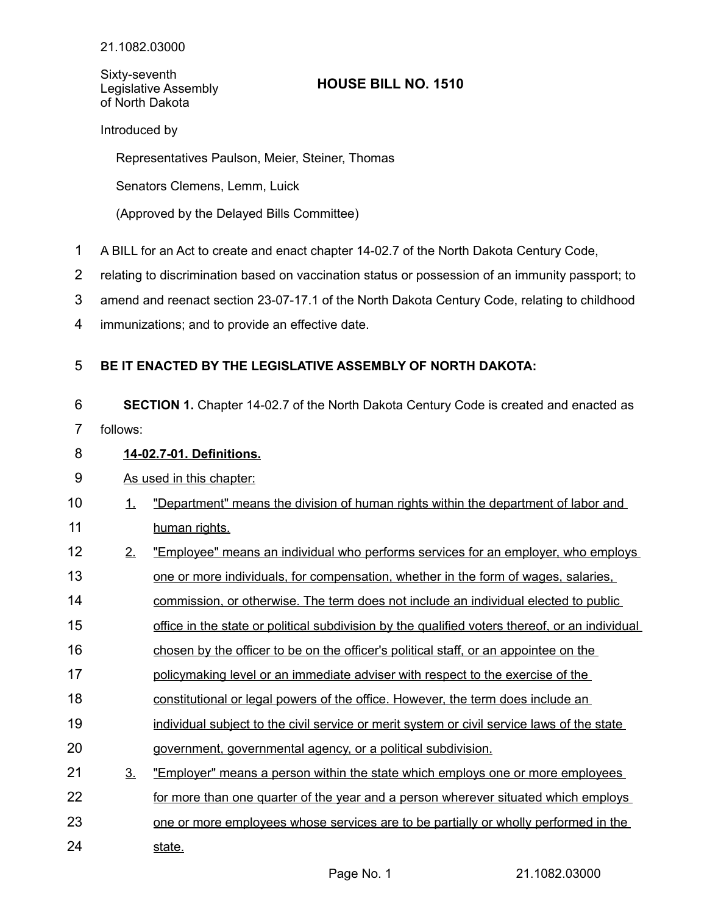21.1082.03000

Sixty-seventh Legislative Assembly of North Dakota

# HOUSE BILL NO. 1510

Introduced by

Representatives Paulson, Meier, Steiner, Thomas

Senators Clemens, Lemm, Luick

(Approved by the Delayed Bills Committee)

A BILL for an Act to create and enact chapter 14-02.7 of the North Dakota Century Code, relating to discrimination based on vaccination status or possession of an immunity passport; to amend and reenact section 23-07-17.1 of the North Dakota Century Code, relating to childhood immunizations; and to provide an effective date.

**BE IT ENACTED BY THE LEGISLATIVE ASSEMBLY OF NORTH DAKOTA:**

**SECTION 1.** Chapter 14-02.7 of the North Dakota Century Code is created and enacted as follows:

**14-02.7-01. Definitions.**

As used in this chapter:

1. "Department" means the division of human rights within the department of labor and human rights.
2. "Employee" means an individual who performs services for an employer, who employs one or more individuals, for compensation, whether in the form of wages, salaries, commission, or otherwise. The term does not include an individual elected to public office in the state or political subdivision by the qualified voters thereof, or an individual chosen by the officer to be on the officer's political staff, or an appointee on the policymaking level or an immediate adviser with respect to the exercise of the constitutional or legal powers of the office. However, the term does include an individual subject to the civil service or merit system or civil service laws of the state government, governmental agency, or a political subdivision.
3. "Employer" means a person within the state which employs one or more employees for more than one quarter of the year and a person wherever situated which employs one or more employees whose services are to be partially or wholly performed in the state.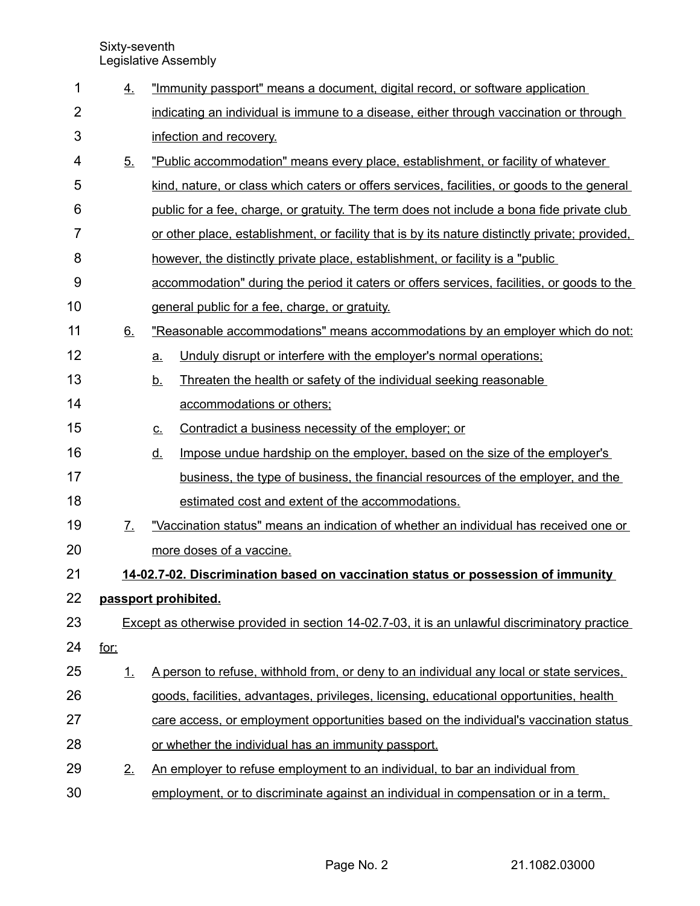4. "Immunity passport" means a document, digital record, or software application indicating an individual is immune to a disease, either through vaccination or through infection and recovery.
5. "Public accommodation" means every place, establishment, or facility of whatever kind, nature, or class which caters or offers services, facilities, or goods to the general public for a fee, charge, or gratuity. The term does not include a bona fide private club or other place, establishment, or facility that is by its nature distinctly private; provided, however, the distinctly private place, establishment, or facility is a "public accommodation" during the period it caters or offers services, facilities, or goods to the general public for a fee, charge, or gratuity.
6. "Reasonable accommodations" means accommodations by an employer which do not:
   a. Unduly disrupt or interfere with the employer's normal operations;
   b. Threaten the health or safety of the individual seeking reasonable accommodations or others;
   c. Contradict a business necessity of the employer; or
   d. Impose undue hardship on the employer, based on the size of the employer's business, the type of business, the financial resources of the employer, and the estimated cost and extent of the accommodations.
7. "Vaccination status" means an indication of whether an individual has received one or more doses of a vaccine.

**14-02.7-02. Discrimination based on vaccination status or possession of immunity passport prohibited.**

Except as otherwise provided in section 14-02.7-03, it is an unlawful discriminatory practice for:

1. A person to refuse, withhold from, or deny to an individual any local or state services, goods, facilities, advantages, privileges, licensing, educational opportunities, health care access, or employment opportunities based on the individual's vaccination status or whether the individual has an immunity passport.
2. An employer to refuse employment to an individual, to bar an individual from employment, or to discriminate against an individual in compensation or in a term,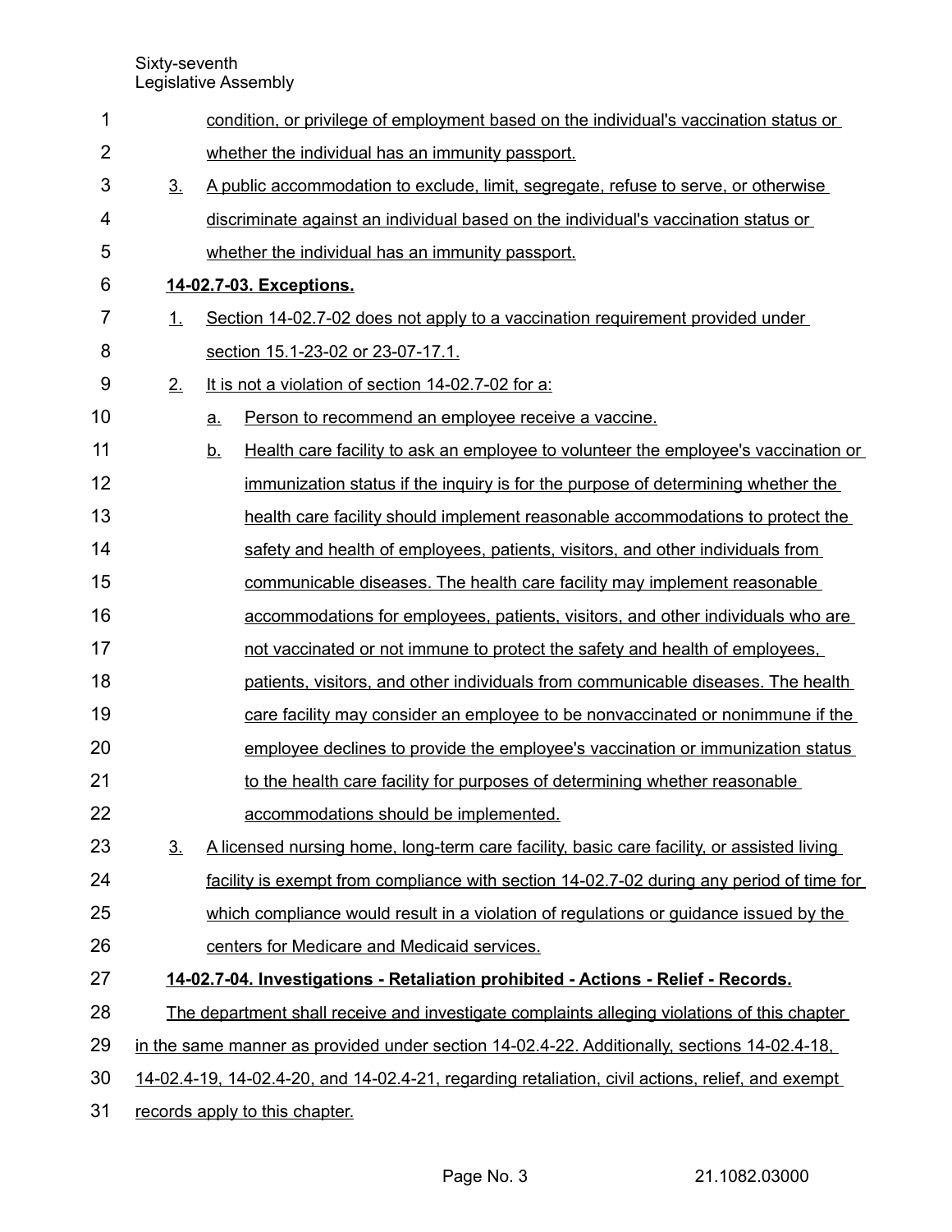condition, or privilege of employment based on the individual's vaccination status or whether the individual has an immunity passport.

3. A public accommodation to exclude, limit, segregate, refuse to serve, or otherwise discriminate against an individual based on the individual's vaccination status or whether the individual has an immunity passport.

**14-02.7-03. Exceptions.**

1. Section 14-02.7-02 does not apply to a vaccination requirement provided under section 15.1-23-02 or 23-07-17.1.
2. It is not a violation of section 14-02.7-02 for a:
   a. Person to recommend an employee receive a vaccine.
   b. Health care facility to ask an employee to volunteer the employee's vaccination or immunization status if the inquiry is for the purpose of determining whether the health care facility should implement reasonable accommodations to protect the safety and health of employees, patients, visitors, and other individuals from communicable diseases. The health care facility may implement reasonable accommodations for employees, patients, visitors, and other individuals who are not vaccinated or not immune to protect the safety and health of employees, patients, visitors, and other individuals from communicable diseases. The health care facility may consider an employee to be nonvaccinated or nonimmune if the employee declines to provide the employee's vaccination or immunization status to the health care facility for purposes of determining whether reasonable accommodations should be implemented.
3. A licensed nursing home, long-term care facility, basic care facility, or assisted living facility is exempt from compliance with section 14-02.7-02 during any period of time for which compliance would result in a violation of regulations or guidance issued by the centers for Medicare and Medicaid services.

**14-02.7-04. Investigations - Retaliation prohibited - Actions - Relief - Records.**

The department shall receive and investigate complaints alleging violations of this chapter in the same manner as provided under section 14-02.4-22. Additionally, sections 14-02.4-18, 14-02.4-19, 14-02.4-20, and 14-02.4-21, regarding retaliation, civil actions, relief, and exempt records apply to this chapter.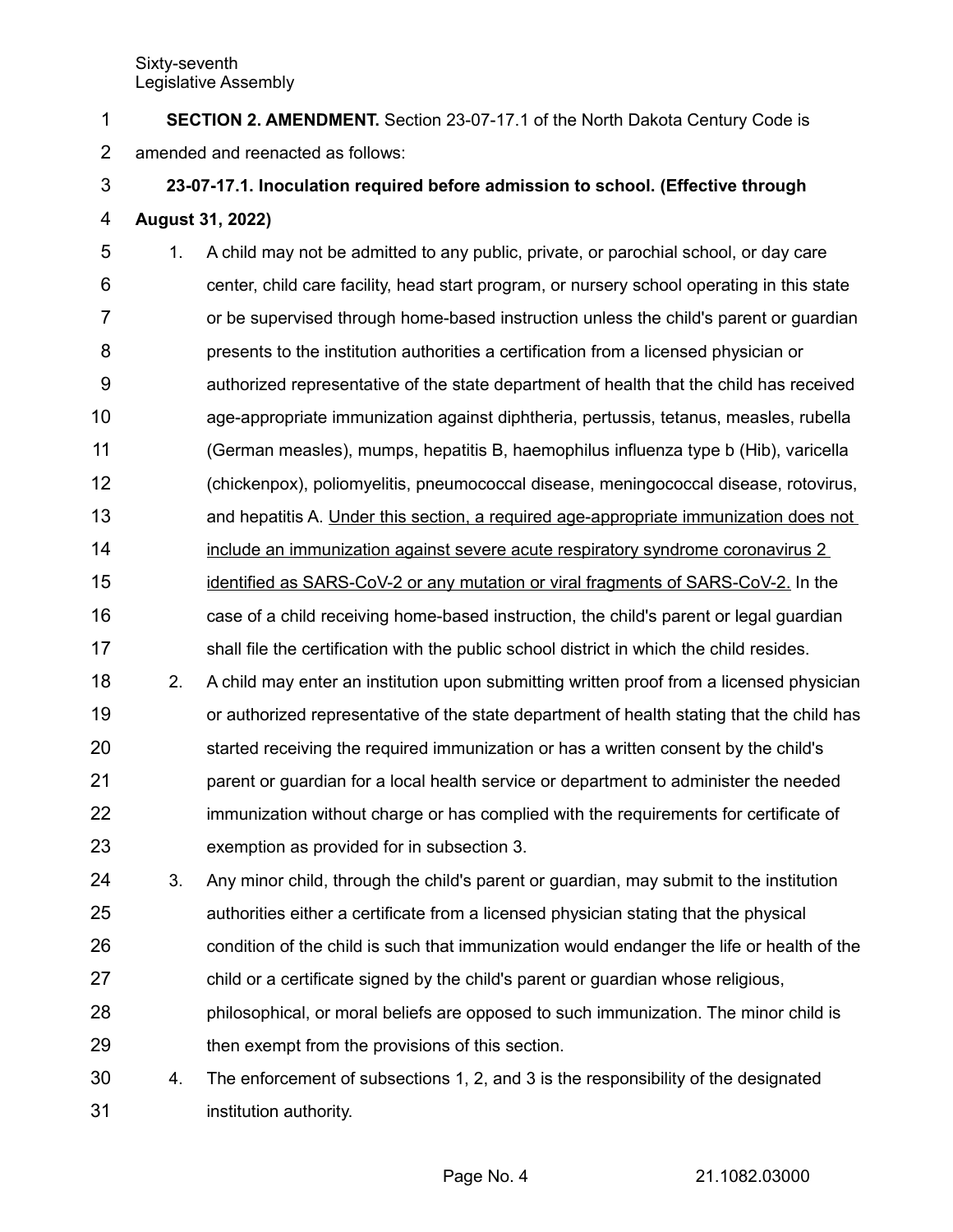**SECTION 2. AMENDMENT.** Section 23-07-17.1 of the North Dakota Century Code is amended and reenacted as follows:

**23-07-17.1. Inoculation required before admission to school. (Effective through August 31, 2022)**

1. A child may not be admitted to any public, private, or parochial school, or day care center, child care facility, head start program, or nursery school operating in this state or be supervised through home-based instruction unless the child's parent or guardian presents to the institution authorities a certification from a licensed physician or authorized representative of the state department of health that the child has received age-appropriate immunization against diphtheria, pertussis, tetanus, measles, rubella (German measles), mumps, hepatitis B, haemophilus influenza type b (Hib), varicella (chickenpox), poliomyelitis, pneumococcal disease, meningococcal disease, rotovirus, and hepatitis A. <u>Under this section, a required age-appropriate immunization does not include an immunization against severe acute respiratory syndrome coronavirus 2 identified as SARS-CoV-2 or any mutation or viral fragments of SARS-CoV-2.</u> In the case of a child receiving home-based instruction, the child's parent or legal guardian shall file the certification with the public school district in which the child resides.
2. A child may enter an institution upon submitting written proof from a licensed physician or authorized representative of the state department of health stating that the child has started receiving the required immunization or has a written consent by the child's parent or guardian for a local health service or department to administer the needed immunization without charge or has complied with the requirements for certificate of exemption as provided for in subsection 3.
3. Any minor child, through the child's parent or guardian, may submit to the institution authorities either a certificate from a licensed physician stating that the physical condition of the child is such that immunization would endanger the life or health of the child or a certificate signed by the child's parent or guardian whose religious, philosophical, or moral beliefs are opposed to such immunization. The minor child is then exempt from the provisions of this section.
4. The enforcement of subsections 1, 2, and 3 is the responsibility of the designated institution authority.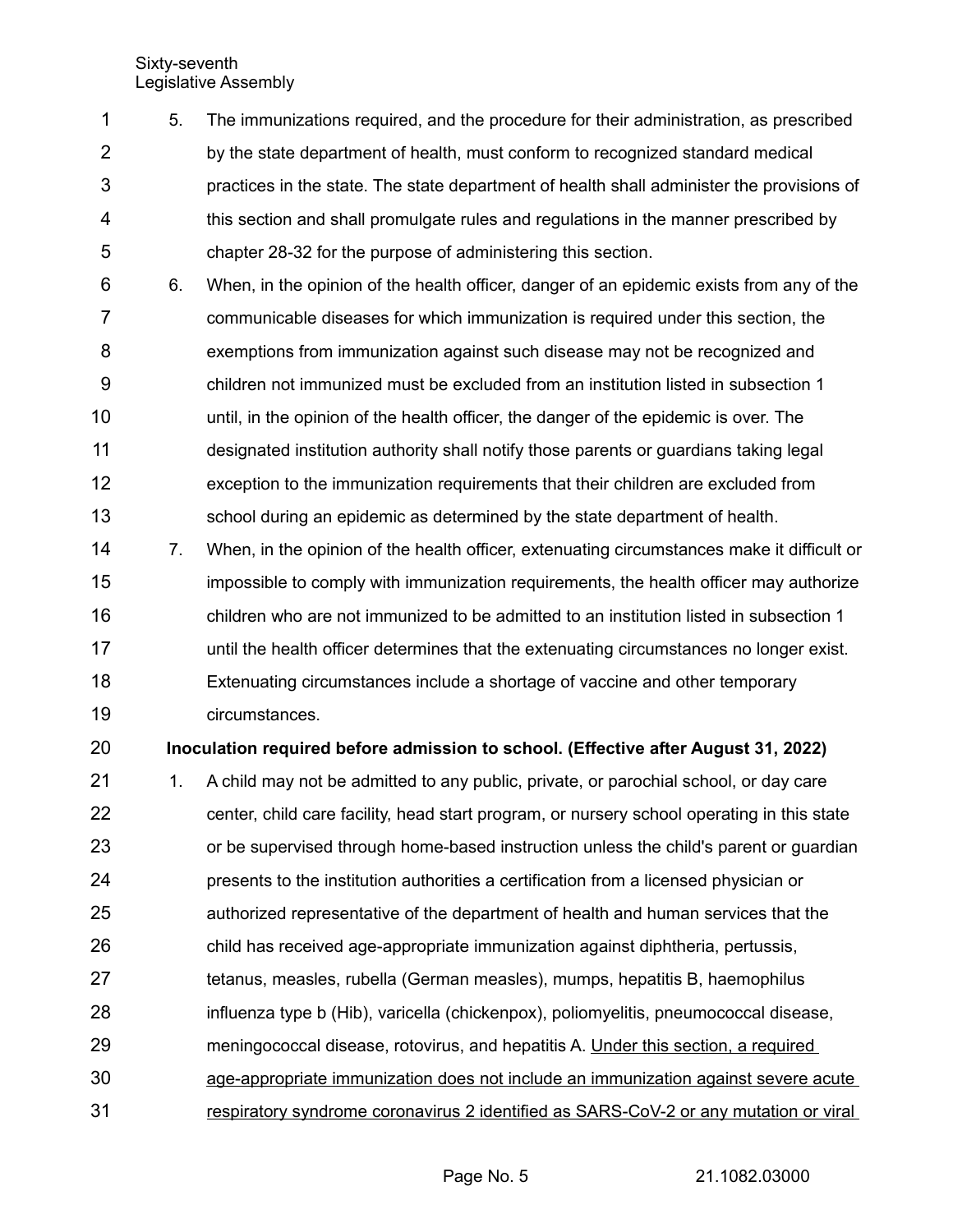5. The immunizations required, and the procedure for their administration, as prescribed by the state department of health, must conform to recognized standard medical practices in the state. The state department of health shall administer the provisions of this section and shall promulgate rules and regulations in the manner prescribed by chapter 28-32 for the purpose of administering this section.
6. When, in the opinion of the health officer, danger of an epidemic exists from any of the communicable diseases for which immunization is required under this section, the exemptions from immunization against such disease may not be recognized and children not immunized must be excluded from an institution listed in subsection 1 until, in the opinion of the health officer, the danger of the epidemic is over. The designated institution authority shall notify those parents or guardians taking legal exception to the immunization requirements that their children are excluded from school during an epidemic as determined by the state department of health.
7. When, in the opinion of the health officer, extenuating circumstances make it difficult or impossible to comply with immunization requirements, the health officer may authorize children who are not immunized to be admitted to an institution listed in subsection 1 until the health officer determines that the extenuating circumstances no longer exist. Extenuating circumstances include a shortage of vaccine and other temporary circumstances.

**Inoculation required before admission to school. (Effective after August 31, 2022)**

1. A child may not be admitted to any public, private, or parochial school, or day care center, child care facility, head start program, or nursery school operating in this state or be supervised through home-based instruction unless the child's parent or guardian presents to the institution authorities a certification from a licensed physician or authorized representative of the department of health and human services that the child has received age-appropriate immunization against diphtheria, pertussis, tetanus, measles, rubella (German measles), mumps, hepatitis B, haemophilus influenza type b (Hib), varicella (chickenpox), poliomyelitis, pneumococcal disease, meningococcal disease, rotovirus, and hepatitis A. <u>Under this section, a required age-appropriate immunization does not include an immunization against severe acute respiratory syndrome coronavirus 2 identified as SARS-CoV-2 or any mutation or viral</u>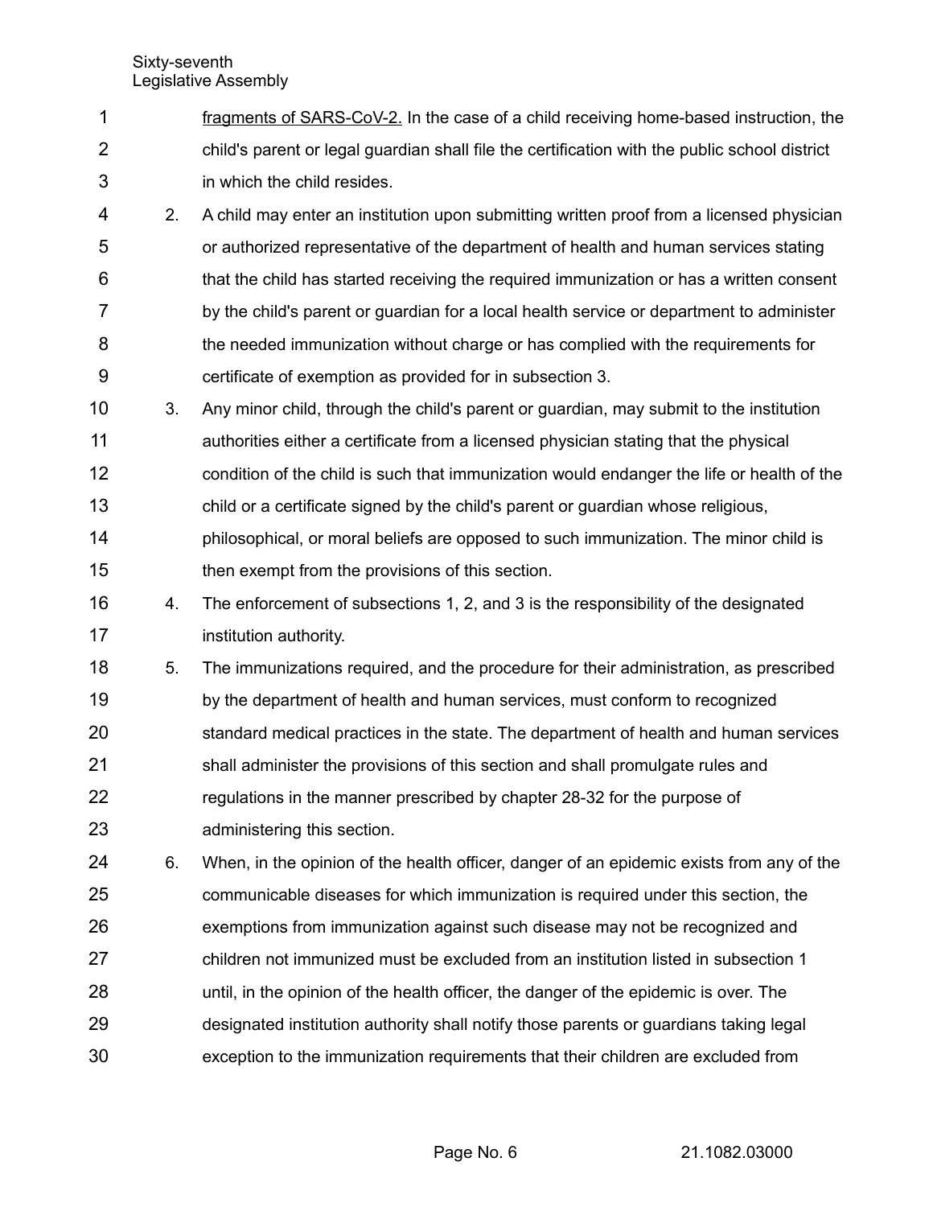fragments of SARS-CoV-2. In the case of a child receiving home-based instruction, the child's parent or legal guardian shall file the certification with the public school district in which the child resides.

2. A child may enter an institution upon submitting written proof from a licensed physician or authorized representative of the department of health and human services stating that the child has started receiving the required immunization or has a written consent by the child's parent or guardian for a local health service or department to administer the needed immunization without charge or has complied with the requirements for certificate of exemption as provided for in subsection 3.

3. Any minor child, through the child's parent or guardian, may submit to the institution authorities either a certificate from a licensed physician stating that the physical condition of the child is such that immunization would endanger the life or health of the child or a certificate signed by the child's parent or guardian whose religious, philosophical, or moral beliefs are opposed to such immunization. The minor child is then exempt from the provisions of this section.

4. The enforcement of subsections 1, 2, and 3 is the responsibility of the designated institution authority.

5. The immunizations required, and the procedure for their administration, as prescribed by the department of health and human services, must conform to recognized standard medical practices in the state. The department of health and human services shall administer the provisions of this section and shall promulgate rules and regulations in the manner prescribed by chapter 28-32 for the purpose of administering this section.

6. When, in the opinion of the health officer, danger of an epidemic exists from any of the communicable diseases for which immunization is required under this section, the exemptions from immunization against such disease may not be recognized and children not immunized must be excluded from an institution listed in subsection 1 until, in the opinion of the health officer, the danger of the epidemic is over. The designated institution authority shall notify those parents or guardians taking legal exception to the immunization requirements that their children are excluded from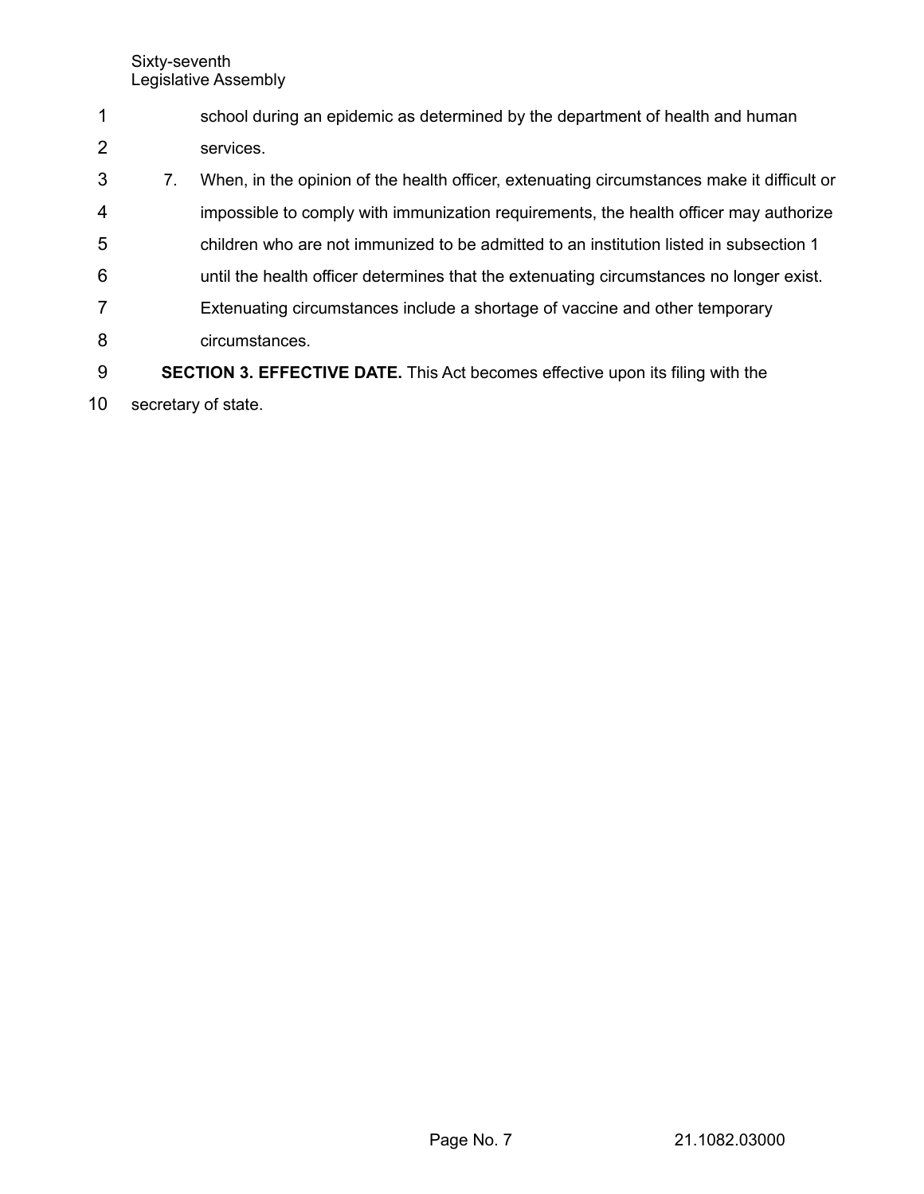school during an epidemic as determined by the department of health and human services.

7. When, in the opinion of the health officer, extenuating circumstances make it difficult or impossible to comply with immunization requirements, the health officer may authorize children who are not immunized to be admitted to an institution listed in subsection 1 until the health officer determines that the extenuating circumstances no longer exist. Extenuating circumstances include a shortage of vaccine and other temporary circumstances.

**SECTION 3. EFFECTIVE DATE.** This Act becomes effective upon its filing with the secretary of state.